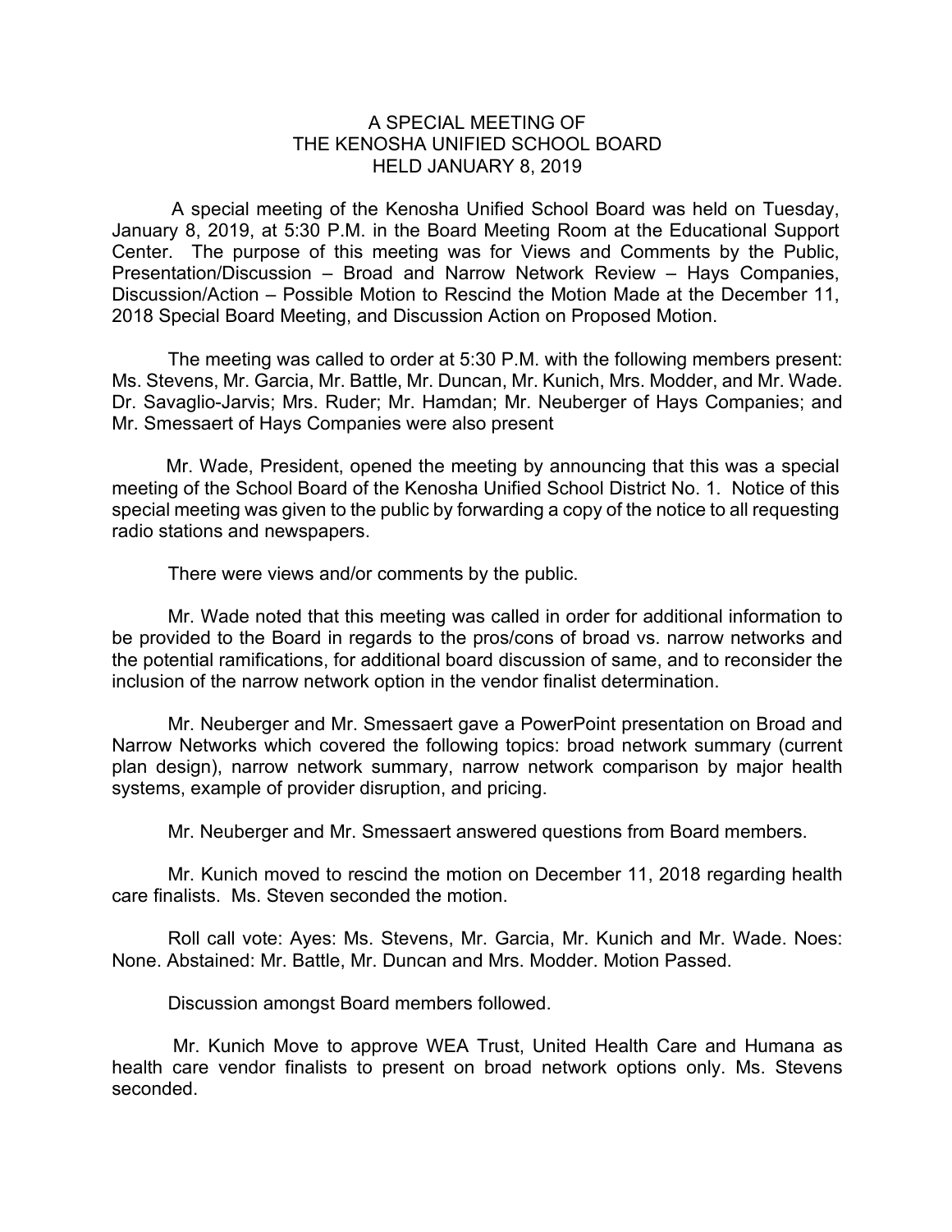# A SPECIAL MEETING OF THE KENOSHA UNIFIED SCHOOL BOARD HELD JANUARY 8, 2019

A special meeting of the Kenosha Unified School Board was held on Tuesday, January 8, 2019, at 5:30 P.M. in the Board Meeting Room at the Educational Support Center. The purpose of this meeting was for Views and Comments by the Public, Presentation/Discussion – Broad and Narrow Network Review – Hays Companies, Discussion/Action – Possible Motion to Rescind the Motion Made at the December 11, 2018 Special Board Meeting, and Discussion Action on Proposed Motion.

The meeting was called to order at 5:30 P.M. with the following members present: Ms. Stevens, Mr. Garcia, Mr. Battle, Mr. Duncan, Mr. Kunich, Mrs. Modder, and Mr. Wade. Dr. Savaglio-Jarvis; Mrs. Ruder; Mr. Hamdan; Mr. Neuberger of Hays Companies; and Mr. Smessaert of Hays Companies were also present

Mr. Wade, President, opened the meeting by announcing that this was a special meeting of the School Board of the Kenosha Unified School District No. 1. Notice of this special meeting was given to the public by forwarding a copy of the notice to all requesting radio stations and newspapers.

There were views and/or comments by the public.

Mr. Wade noted that this meeting was called in order for additional information to be provided to the Board in regards to the pros/cons of broad vs. narrow networks and the potential ramifications, for additional board discussion of same, and to reconsider the inclusion of the narrow network option in the vendor finalist determination.

Mr. Neuberger and Mr. Smessaert gave a PowerPoint presentation on Broad and Narrow Networks which covered the following topics: broad network summary (current plan design), narrow network summary, narrow network comparison by major health systems, example of provider disruption, and pricing.

Mr. Neuberger and Mr. Smessaert answered questions from Board members.

Mr. Kunich moved to rescind the motion on December 11, 2018 regarding health care finalists. Ms. Steven seconded the motion.

Roll call vote: Ayes: Ms. Stevens, Mr. Garcia, Mr. Kunich and Mr. Wade. Noes: None. Abstained: Mr. Battle, Mr. Duncan and Mrs. Modder. Motion Passed.

Discussion amongst Board members followed.

Mr. Kunich Move to approve WEA Trust, United Health Care and Humana as health care vendor finalists to present on broad network options only. Ms. Stevens seconded.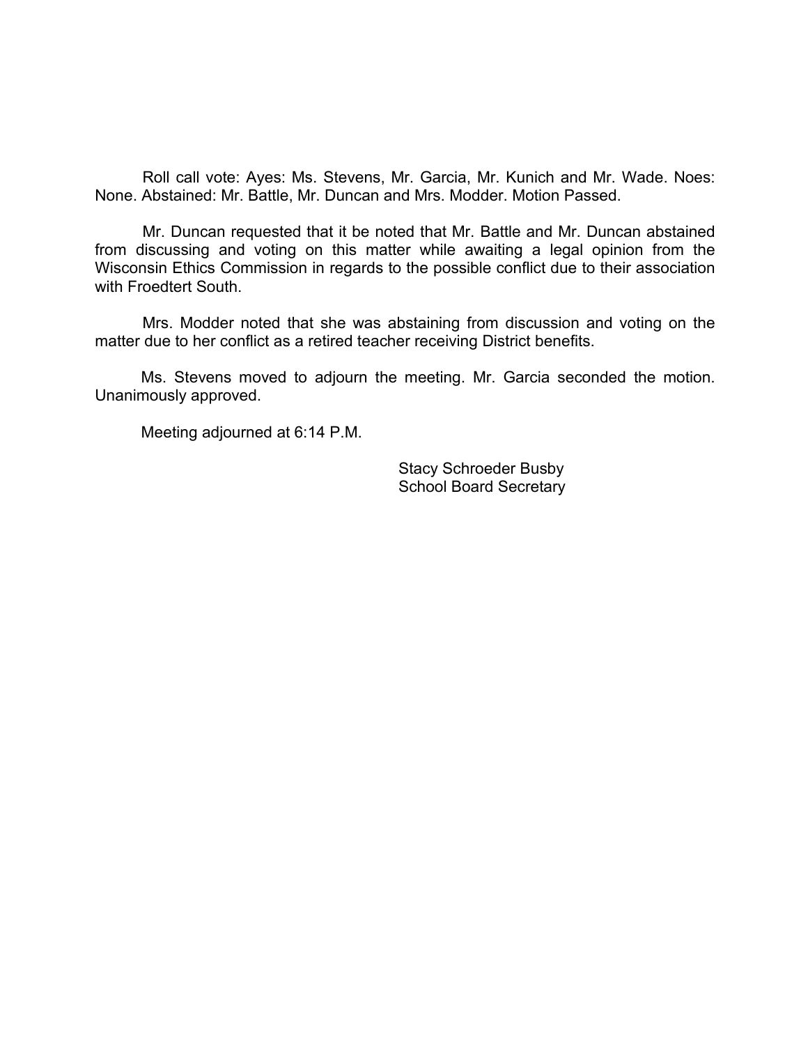Roll call vote: Ayes: Ms. Stevens, Mr. Garcia, Mr. Kunich and Mr. Wade. Noes: None. Abstained: Mr. Battle, Mr. Duncan and Mrs. Modder. Motion Passed.

Mr. Duncan requested that it be noted that Mr. Battle and Mr. Duncan abstained from discussing and voting on this matter while awaiting a legal opinion from the Wisconsin Ethics Commission in regards to the possible conflict due to their association with Froedtert South.

Mrs. Modder noted that she was abstaining from discussion and voting on the matter due to her conflict as a retired teacher receiving District benefits.

Ms. Stevens moved to adjourn the meeting. Mr. Garcia seconded the motion. Unanimously approved.

Meeting adjourned at 6:14 P.M.

Stacy Schroeder Busby
School Board Secretary